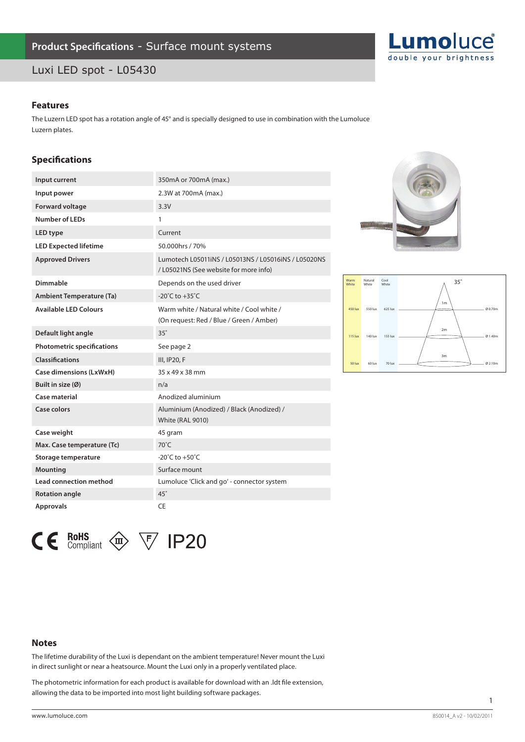# Product Specifications - Surface mount systems

## Luxi LED spot - L05430

### Features

The Luzern LED spot has a rotation angle of 45° and is specially designed to use in combination with the Lumoluce Luzern plates.

### Specifications

| | |
|---|---|
| Input current | 350mA or 700mA (max.) |
| Input power | 2.3W at 700mA (max.) |
| Forward voltage | 3.3V |
| Number of LEDs | 1 |
| LED type | Current |
| LED Expected lifetime | 50.000hrs / 70% |
| Approved Drivers | Lumotech L05011iNS / L05013NS / L05016iNS / L05020NS / L05021NS (See website for more info) |
| Dimmable | Depends on the used driver |
| Ambient Temperature (Ta) | -20˚C to +35˚C |
| Available LED Colours | Warm white / Natural white / Cool white / (On request: Red / Blue / Green / Amber) |
| Default light angle | 35˚ |
| Photometric specifications | See page 2 |
| Classifications | III, IP20, F |
| Case dimensions (LxWxH) | 35 x 49 x 38 mm |
| Built in size (Ø) | n/a |
| Case material | Anodized aluminium |
| Case colors | Aluminium (Anodized) / Black (Anodized) / White (RAL 9010) |
| Case weight | 45 gram |
| Max. Case temperature (Tc) | 70˚C |
| Storage temperature | -20˚C to +50˚C |
| Mounting | Surface mount |
| Lead connection method | Lumoluce 'Click and go' - connector system |
| Rotation angle | 45˚ |
| Approvals | CE |

| Distance | Warm White | Natural White | Cool White | Beam diameter (35˚) |
|---|---|---|---|---|
| 1m | 450 lux | 550 lux | 625 lux | Ø 0.70m |
| 2m | 115 lux | 140 lux | 155 lux | Ø 1.40m |
| 3m | 50 lux | 60 lux | 70 lux | Ø 2.10m |

CE RoHS Compliant III F IP20

### Notes

The lifetime durability of the Luxi is dependant on the ambient temperature! Never mount the Luxi in direct sunlight or near a heatsource. Mount the Luxi only in a properly ventilated place.

The photometric information for each product is available for download with an .ldt file extension, allowing the data to be imported into most light building software packages.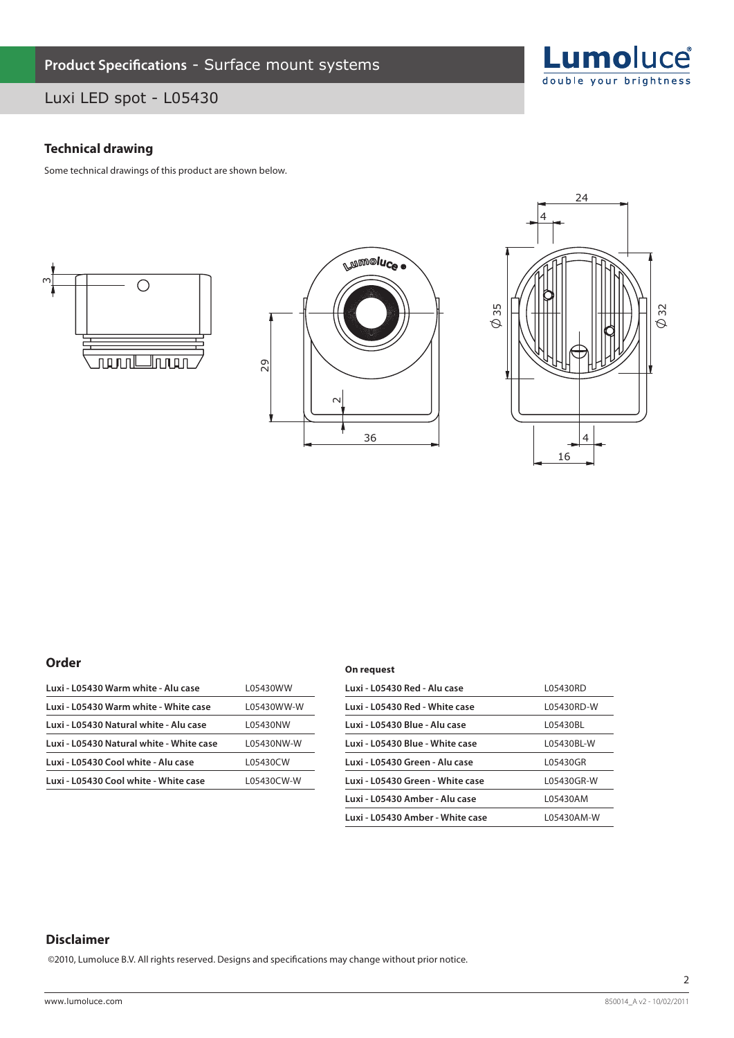Product Specifications - Surface mount systems

Luxi LED spot - L05430

## Technical drawing

Some technical drawings of this product are shown below.

3

29

2

36

24

4

Ø 35

Ø 32

4

16

## Order

| | |
|---|---|
| **Luxi - L05430 Warm white - Alu case** | L05430WW |
| **Luxi - L05430 Warm white - White case** | L05430WW-W |
| **Luxi - L05430 Natural white - Alu case** | L05430NW |
| **Luxi - L05430 Natural white - White case** | L05430NW-W |
| **Luxi - L05430 Cool white - Alu case** | L05430CW |
| **Luxi - L05430 Cool white - White case** | L05430CW-W |

**On request**

| | |
|---|---|
| **Luxi - L05430 Red - Alu case** | L05430RD |
| **Luxi - L05430 Red - White case** | L05430RD-W |
| **Luxi - L05430 Blue - Alu case** | L05430BL |
| **Luxi - L05430 Blue - White case** | L05430BL-W |
| **Luxi - L05430 Green - Alu case** | L05430GR |
| **Luxi - L05430 Green - White case** | L05430GR-W |
| **Luxi - L05430 Amber - Alu case** | L05430AM |
| **Luxi - L05430 Amber - White case** | L05430AM-W |

## Disclaimer

©2010, Lumoluce B.V. All rights reserved. Designs and specifications may change without prior notice.

www.lumoluce.com

850014_A v2 - 10/02/2011